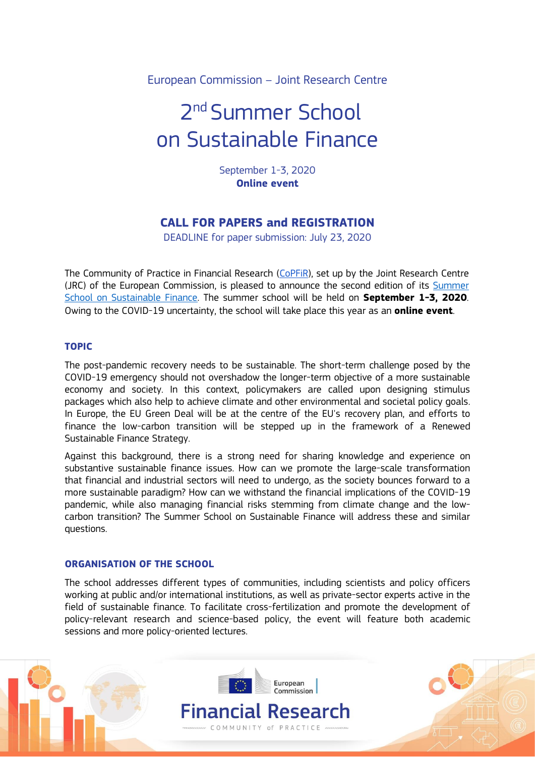European Commission – Joint Research Centre

# 2nd Summer School on Sustainable Finance

September 1-3, 2020
**Online event**

## CALL FOR PAPERS and REGISTRATION

DEADLINE for paper submission: July 23, 2020

The Community of Practice in Financial Research (CoPFiR), set up by the Joint Research Centre (JRC) of the European Commission, is pleased to announce the second edition of its Summer School on Sustainable Finance. The summer school will be held on **September 1-3, 2020**. Owing to the COVID-19 uncertainty, the school will take place this year as an **online event**.

### TOPIC

The post-pandemic recovery needs to be sustainable. The short-term challenge posed by the COVID-19 emergency should not overshadow the longer-term objective of a more sustainable economy and society. In this context, policymakers are called upon designing stimulus packages which also help to achieve climate and other environmental and societal policy goals. In Europe, the EU Green Deal will be at the centre of the EU's recovery plan, and efforts to finance the low-carbon transition will be stepped up in the framework of a Renewed Sustainable Finance Strategy.

Against this background, there is a strong need for sharing knowledge and experience on substantive sustainable finance issues. How can we promote the large-scale transformation that financial and industrial sectors will need to undergo, as the society bounces forward to a more sustainable paradigm? How can we withstand the financial implications of the COVID-19 pandemic, while also managing financial risks stemming from climate change and the low-carbon transition? The Summer School on Sustainable Finance will address these and similar questions.

### ORGANISATION OF THE SCHOOL

The school addresses different types of communities, including scientists and policy officers working at public and/or international institutions, as well as private-sector experts active in the field of sustainable finance. To facilitate cross-fertilization and promote the development of policy-relevant research and science-based policy, the event will feature both academic sessions and more policy-oriented lectures.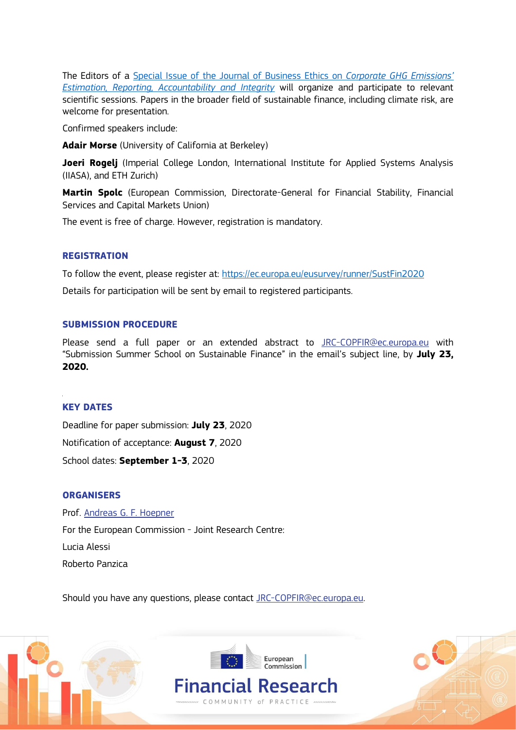The Editors of a [Special Issue of the Journal of Business Ethics on *Corporate GHG Emissions' Estimation, Reporting, Accountability and Integrity*] will organize and participate to relevant scientific sessions. Papers in the broader field of sustainable finance, including climate risk, are welcome for presentation.

Confirmed speakers include:

**Adair Morse** (University of California at Berkeley)

**Joeri Rogelj** (Imperial College London, International Institute for Applied Systems Analysis (IIASA), and ETH Zurich)

**Martin Spolc** (European Commission, Directorate-General for Financial Stability, Financial Services and Capital Markets Union)

The event is free of charge. However, registration is mandatory.

## REGISTRATION

To follow the event, please register at: https://ec.europa.eu/eusurvey/runner/SustFin2020

Details for participation will be sent by email to registered participants.

## SUBMISSION PROCEDURE

Please send a full paper or an extended abstract to JRC-COPFIR@ec.europa.eu with "Submission Summer School on Sustainable Finance" in the email's subject line, by **July 23, 2020.**

## KEY DATES

Deadline for paper submission: **July 23**, 2020

Notification of acceptance: **August 7**, 2020

School dates: **September 1-3**, 2020

## ORGANISERS

Prof. Andreas G. F. Hoepner

For the European Commission - Joint Research Centre:

Lucia Alessi

Roberto Panzica

Should you have any questions, please contact JRC-COPFIR@ec.europa.eu.

European Commission

Financial Research

COMMUNITY of PRACTICE